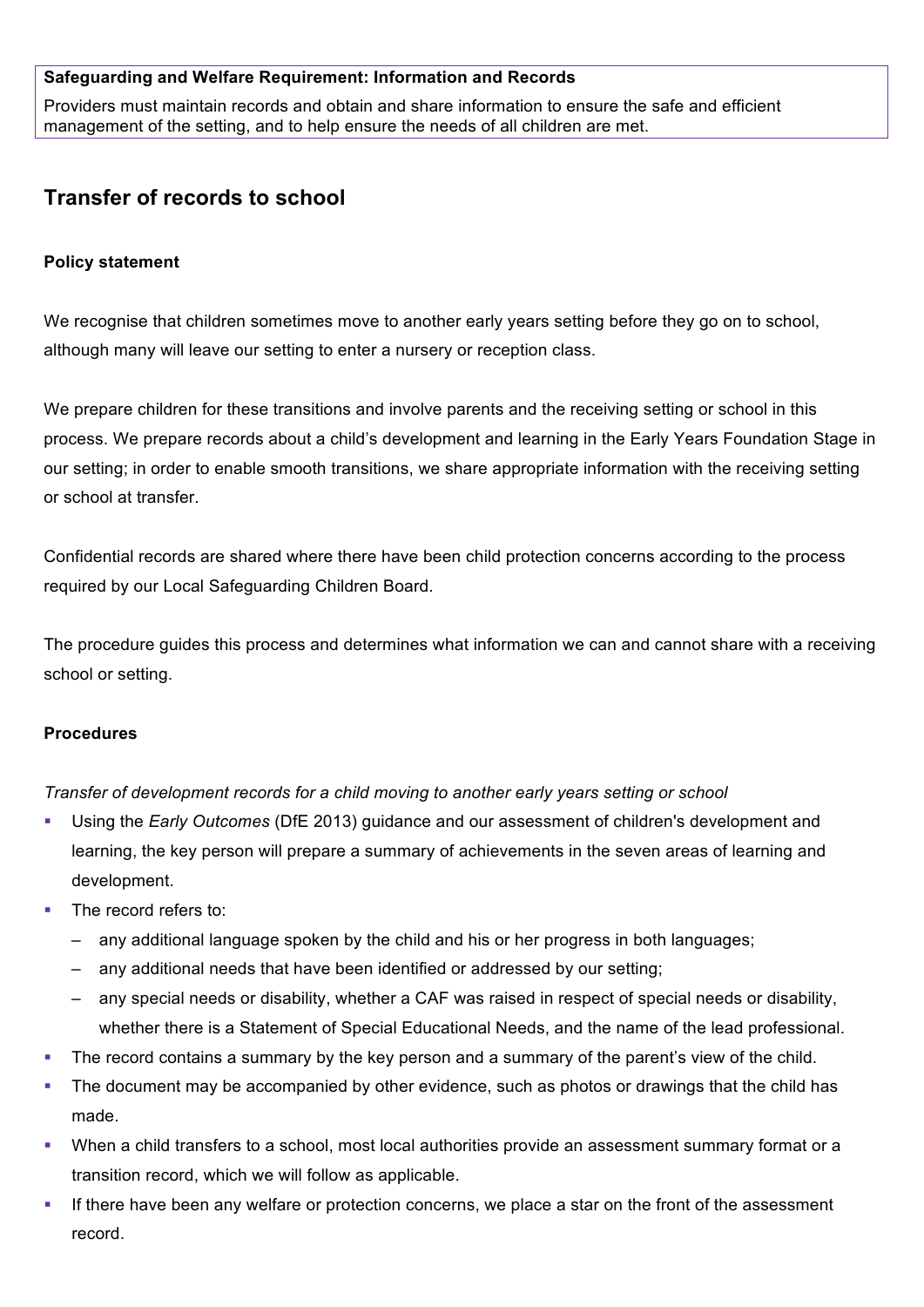**Safeguarding and Welfare Requirement: Information and Records**

Providers must maintain records and obtain and share information to ensure the safe and efficient management of the setting, and to help ensure the needs of all children are met.

## Transfer of records to school

### Policy statement

We recognise that children sometimes move to another early years setting before they go on to school, although many will leave our setting to enter a nursery or reception class.

We prepare children for these transitions and involve parents and the receiving setting or school in this process. We prepare records about a child's development and learning in the Early Years Foundation Stage in our setting; in order to enable smooth transitions, we share appropriate information with the receiving setting or school at transfer.

Confidential records are shared where there have been child protection concerns according to the process required by our Local Safeguarding Children Board.

The procedure guides this process and determines what information we can and cannot share with a receiving school or setting.

### Procedures

*Transfer of development records for a child moving to another early years setting or school*

- Using the *Early Outcomes* (DfE 2013) guidance and our assessment of children's development and learning, the key person will prepare a summary of achievements in the seven areas of learning and development.
- The record refers to:
  - any additional language spoken by the child and his or her progress in both languages;
  - any additional needs that have been identified or addressed by our setting;
  - any special needs or disability, whether a CAF was raised in respect of special needs or disability, whether there is a Statement of Special Educational Needs, and the name of the lead professional.
- The record contains a summary by the key person and a summary of the parent's view of the child.
- The document may be accompanied by other evidence, such as photos or drawings that the child has made.
- When a child transfers to a school, most local authorities provide an assessment summary format or a transition record, which we will follow as applicable.
- If there have been any welfare or protection concerns, we place a star on the front of the assessment record.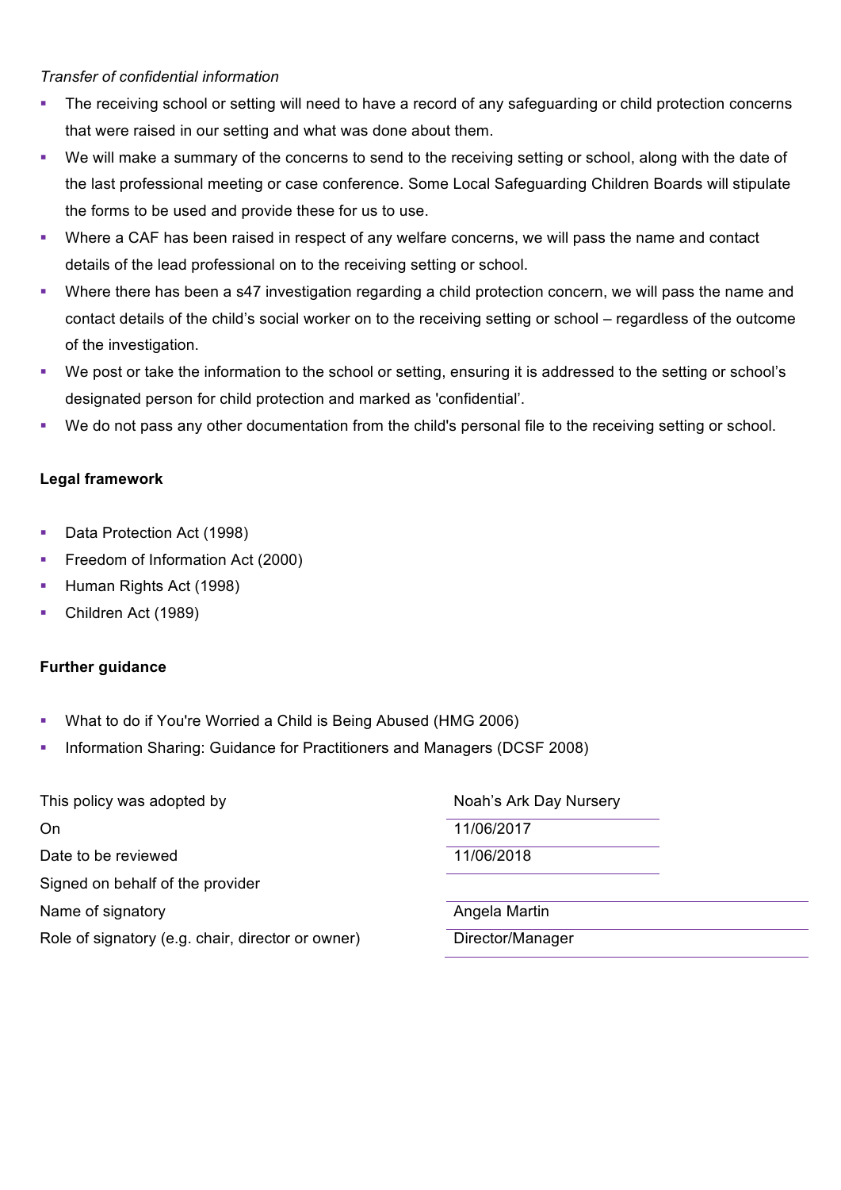*Transfer of confidential information*

- The receiving school or setting will need to have a record of any safeguarding or child protection concerns that were raised in our setting and what was done about them.
- We will make a summary of the concerns to send to the receiving setting or school, along with the date of the last professional meeting or case conference. Some Local Safeguarding Children Boards will stipulate the forms to be used and provide these for us to use.
- Where a CAF has been raised in respect of any welfare concerns, we will pass the name and contact details of the lead professional on to the receiving setting or school.
- Where there has been a s47 investigation regarding a child protection concern, we will pass the name and contact details of the child's social worker on to the receiving setting or school – regardless of the outcome of the investigation.
- We post or take the information to the school or setting, ensuring it is addressed to the setting or school's designated person for child protection and marked as 'confidential'.
- We do not pass any other documentation from the child's personal file to the receiving setting or school.

**Legal framework**

- Data Protection Act (1998)
- Freedom of Information Act (2000)
- Human Rights Act (1998)
- Children Act (1989)

**Further guidance**

- What to do if You're Worried a Child is Being Abused (HMG 2006)
- Information Sharing: Guidance for Practitioners and Managers (DCSF 2008)

| | |
|---|---|
| This policy was adopted by | Noah's Ark Day Nursery |
| On | 11/06/2017 |
| Date to be reviewed | 11/06/2018 |
| Signed on behalf of the provider | |
| Name of signatory | Angela Martin |
| Role of signatory (e.g. chair, director or owner) | Director/Manager |